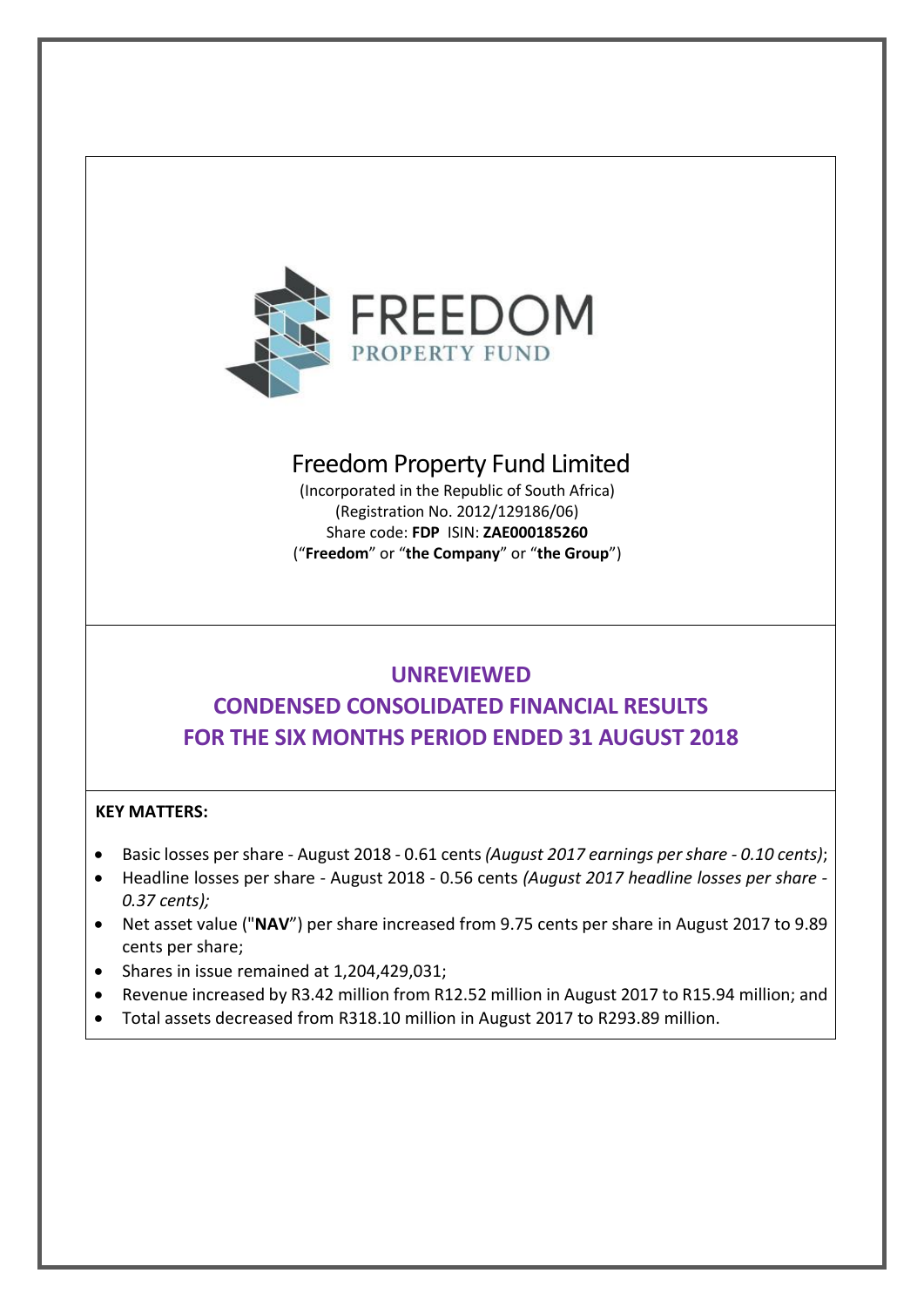FREEDOM

PROPERTY FUND

# Freedom Property Fund Limited

(Incorporated in the Republic of South Africa)
(Registration No. 2012/129186/06)
Share code: **FDP** ISIN: **ZAE000185260**
("**Freedom**" or "**the Company**" or "**the Group**")

## UNREVIEWED CONDENSED CONSOLIDATED FINANCIAL RESULTS FOR THE SIX MONTHS PERIOD ENDED 31 AUGUST 2018

**KEY MATTERS:**

- Basic losses per share - August 2018 - 0.61 cents *(August 2017 earnings per share - 0.10 cents)*;
- Headline losses per share - August 2018 - 0.56 cents *(August 2017 headline losses per share - 0.37 cents);*
- Net asset value ("**NAV**") per share increased from 9.75 cents per share in August 2017 to 9.89 cents per share;
- Shares in issue remained at 1,204,429,031;
- Revenue increased by R3.42 million from R12.52 million in August 2017 to R15.94 million; and
- Total assets decreased from R318.10 million in August 2017 to R293.89 million.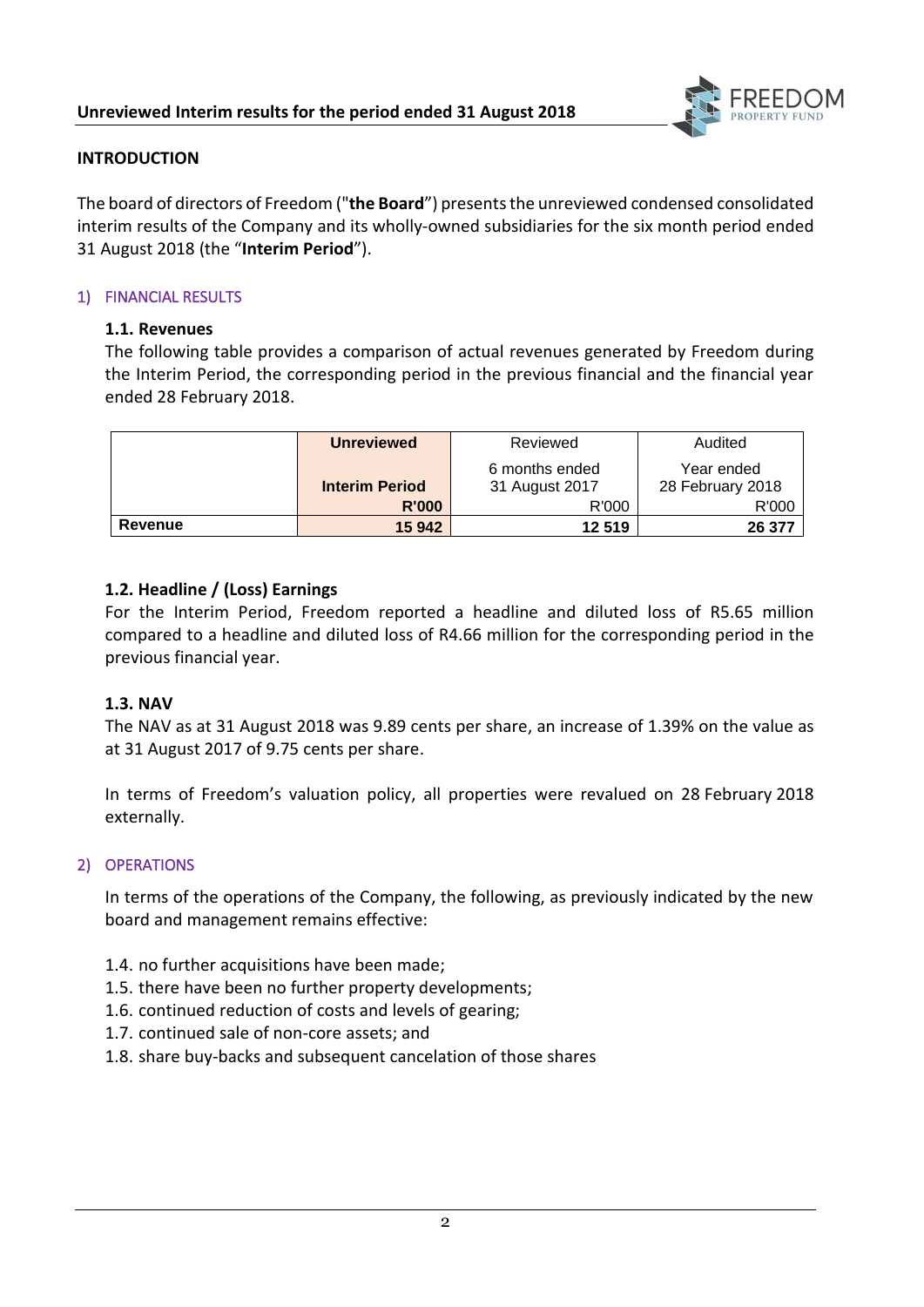## INTRODUCTION

The board of directors of Freedom ("**the Board**") presents the unreviewed condensed consolidated interim results of the Company and its wholly-owned subsidiaries for the six month period ended 31 August 2018 (the "**Interim Period**").

## 1) FINANCIAL RESULTS

### 1.1. Revenues

The following table provides a comparison of actual revenues generated by Freedom during the Interim Period, the corresponding period in the previous financial and the financial year ended 28 February 2018.

| | **Unreviewed** | Reviewed | Audited |
|---|---|---|---|
| | **Interim Period** | 6 months ended 31 August 2017 | Year ended 28 February 2018 |
| | **R'000** | R'000 | R'000 |
| **Revenue** | **15 942** | **12 519** | **26 377** |

### 1.2. Headline / (Loss) Earnings

For the Interim Period, Freedom reported a headline and diluted loss of R5.65 million compared to a headline and diluted loss of R4.66 million for the corresponding period in the previous financial year.

### 1.3. NAV

The NAV as at 31 August 2018 was 9.89 cents per share, an increase of 1.39% on the value as at 31 August 2017 of 9.75 cents per share.

In terms of Freedom's valuation policy, all properties were revalued on 28 February 2018 externally.

## 2) OPERATIONS

In terms of the operations of the Company, the following, as previously indicated by the new board and management remains effective:

1.4. no further acquisitions have been made;
1.5. there have been no further property developments;
1.6. continued reduction of costs and levels of gearing;
1.7. continued sale of non-core assets; and
1.8. share buy-backs and subsequent cancelation of those shares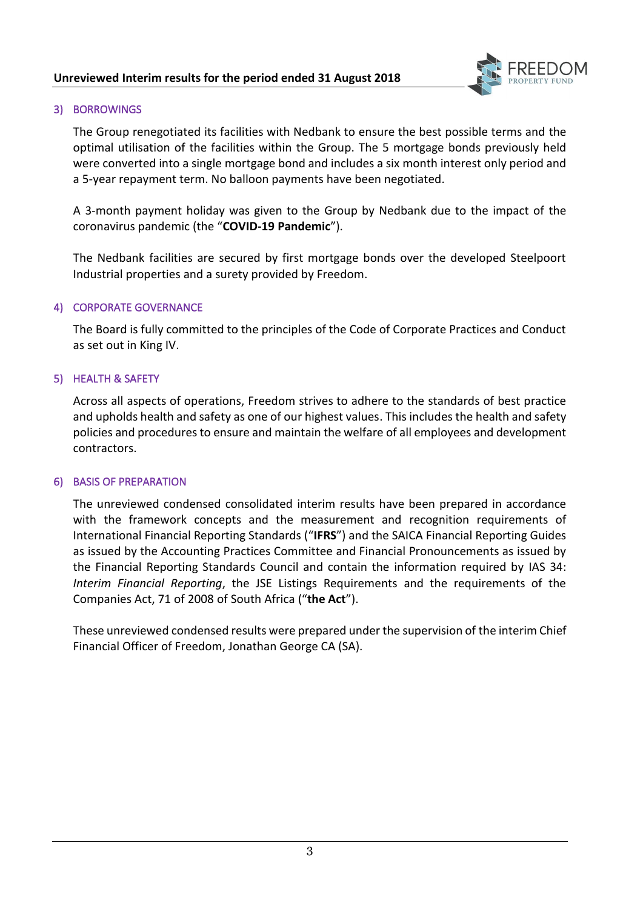## 3) BORROWINGS

The Group renegotiated its facilities with Nedbank to ensure the best possible terms and the optimal utilisation of the facilities within the Group. The 5 mortgage bonds previously held were converted into a single mortgage bond and includes a six month interest only period and a 5-year repayment term. No balloon payments have been negotiated.

A 3-month payment holiday was given to the Group by Nedbank due to the impact of the coronavirus pandemic (the "**COVID-19 Pandemic**").

The Nedbank facilities are secured by first mortgage bonds over the developed Steelpoort Industrial properties and a surety provided by Freedom.

## 4) CORPORATE GOVERNANCE

The Board is fully committed to the principles of the Code of Corporate Practices and Conduct as set out in King IV.

## 5) HEALTH & SAFETY

Across all aspects of operations, Freedom strives to adhere to the standards of best practice and upholds health and safety as one of our highest values. This includes the health and safety policies and procedures to ensure and maintain the welfare of all employees and development contractors.

## 6) BASIS OF PREPARATION

The unreviewed condensed consolidated interim results have been prepared in accordance with the framework concepts and the measurement and recognition requirements of International Financial Reporting Standards ("**IFRS**") and the SAICA Financial Reporting Guides as issued by the Accounting Practices Committee and Financial Pronouncements as issued by the Financial Reporting Standards Council and contain the information required by IAS 34: *Interim Financial Reporting*, the JSE Listings Requirements and the requirements of the Companies Act, 71 of 2008 of South Africa ("**the Act**").

These unreviewed condensed results were prepared under the supervision of the interim Chief Financial Officer of Freedom, Jonathan George CA (SA).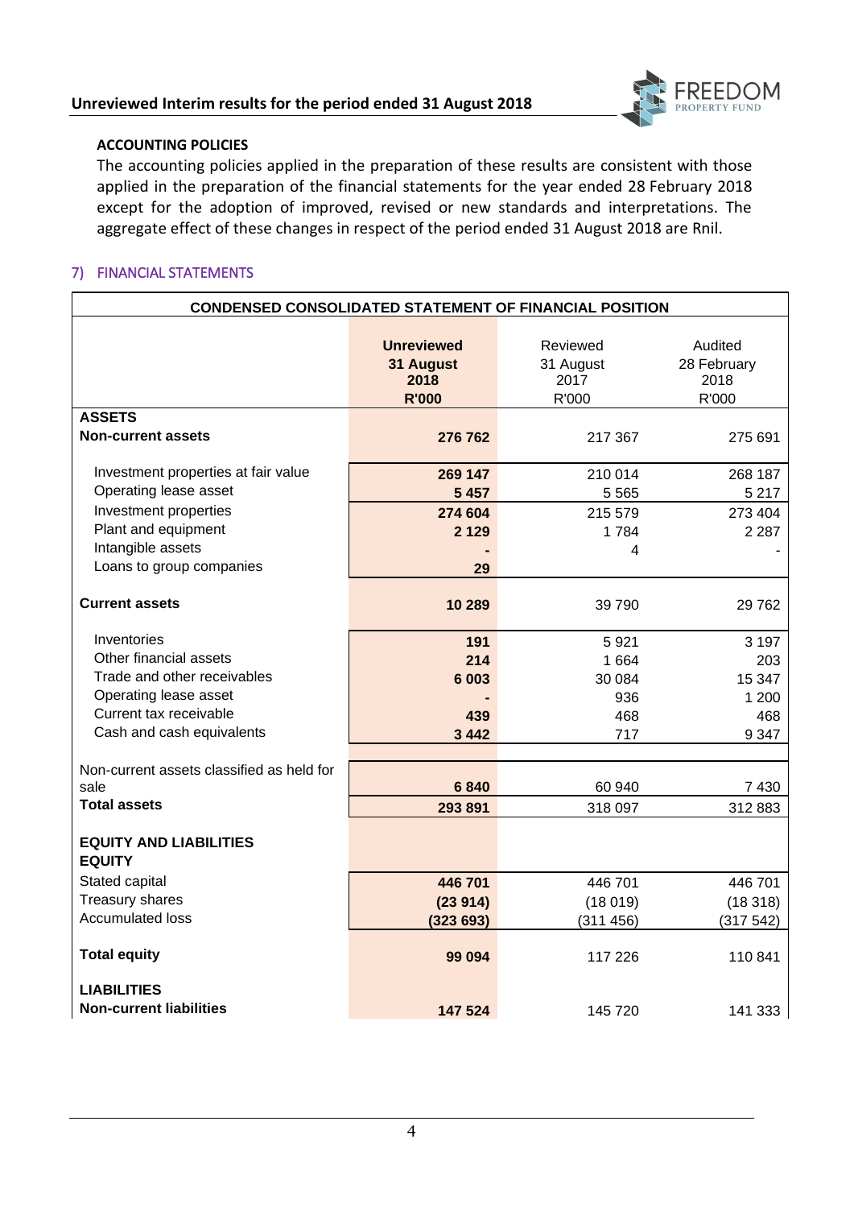### ACCOUNTING POLICIES

The accounting policies applied in the preparation of these results are consistent with those applied in the preparation of the financial statements for the year ended 28 February 2018 except for the adoption of improved, revised or new standards and interpretations. The aggregate effect of these changes in respect of the period ended 31 August 2018 are Rnil.

## 7) FINANCIAL STATEMENTS

**CONDENSED CONSOLIDATED STATEMENT OF FINANCIAL POSITION**

| | **Unreviewed 31 August 2018 R'000** | Reviewed 31 August 2017 R'000 | Audited 28 February 2018 R'000 |
|---|---|---|---|
| **ASSETS** | | | |
| **Non-current assets** | **276 762** | 217 367 | 275 691 |
| Investment properties at fair value | **269 147** | 210 014 | 268 187 |
| Operating lease asset | **5 457** | 5 565 | 5 217 |
| Investment properties | **274 604** | 215 579 | 273 404 |
| Plant and equipment | **2 129** | 1 784 | 2 287 |
| Intangible assets | **-** | 4 | - |
| Loans to group companies | **29** | | |
| **Current assets** | **10 289** | 39 790 | 29 762 |
| Inventories | **191** | 5 921 | 3 197 |
| Other financial assets | **214** | 1 664 | 203 |
| Trade and other receivables | **6 003** | 30 084 | 15 347 |
| Operating lease asset | **-** | 936 | 1 200 |
| Current tax receivable | **439** | 468 | 468 |
| Cash and cash equivalents | **3 442** | 717 | 9 347 |
| Non-current assets classified as held for sale | **6 840** | 60 940 | 7 430 |
| **Total assets** | **293 891** | 318 097 | 312 883 |
| **EQUITY AND LIABILITIES** | | | |
| **EQUITY** | | | |
| Stated capital | **446 701** | 446 701 | 446 701 |
| Treasury shares | **(23 914)** | (18 019) | (18 318) |
| Accumulated loss | **(323 693)** | (311 456) | (317 542) |
| **Total equity** | **99 094** | 117 226 | 110 841 |
| **LIABILITIES** | | | |
| **Non-current liabilities** | **147 524** | 145 720 | 141 333 |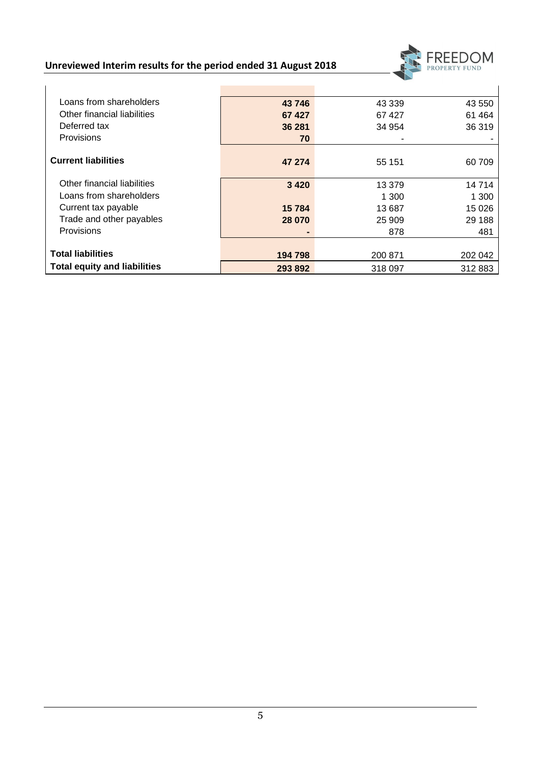| | | | |
|---|---|---|---|
| Loans from shareholders | **43 746** | 43 339 | 43 550 |
| Other financial liabilities | **67 427** | 67 427 | 61 464 |
| Deferred tax | **36 281** | 34 954 | 36 319 |
| Provisions | **70** | - | - |
| **Current liabilities** | **47 274** | 55 151 | 60 709 |
| Other financial liabilities | **3 420** | 13 379 | 14 714 |
| Loans from shareholders | | 1 300 | 1 300 |
| Current tax payable | **15 784** | 13 687 | 15 026 |
| Trade and other payables | **28 070** | 25 909 | 29 188 |
| Provisions | **-** | 878 | 481 |
| **Total liabilities** | **194 798** | 200 871 | 202 042 |
| **Total equity and liabilities** | **293 892** | 318 097 | 312 883 |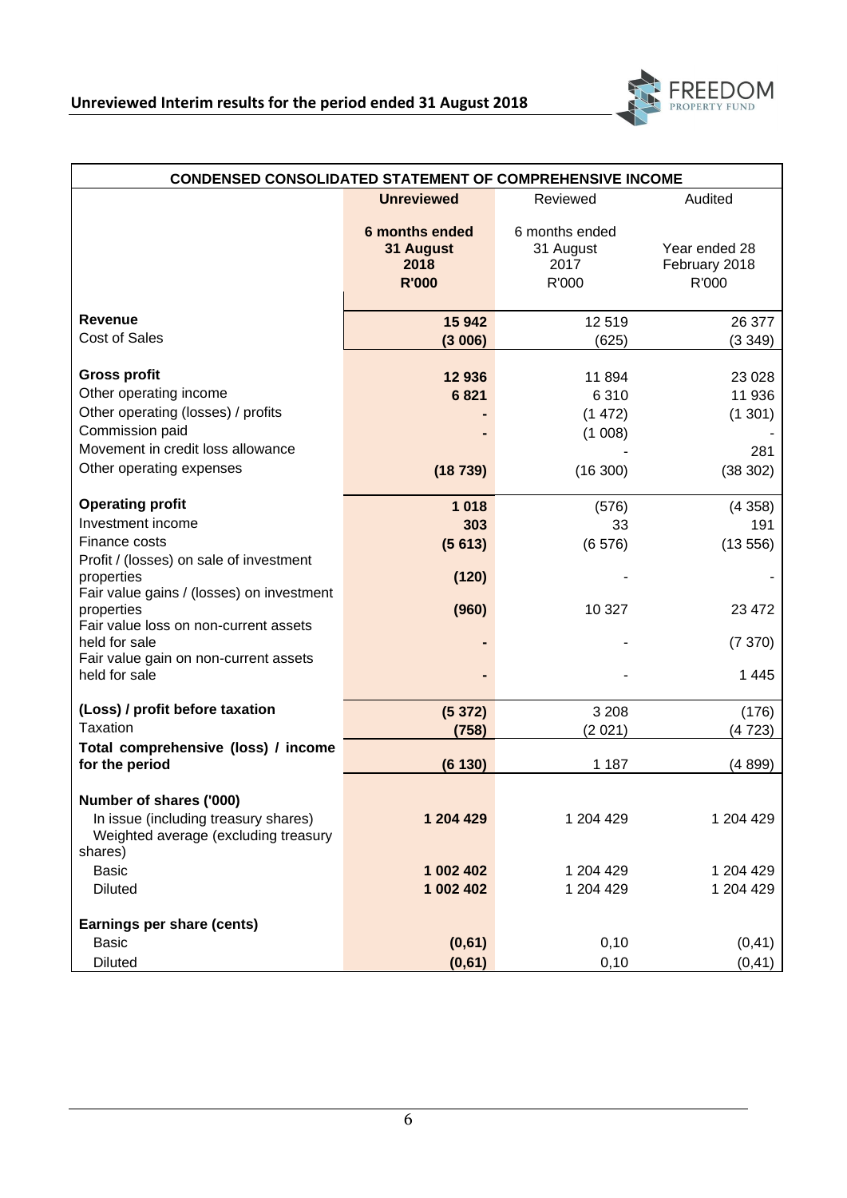**CONDENSED CONSOLIDATED STATEMENT OF COMPREHENSIVE INCOME**

| | **Unreviewed** | Reviewed | Audited |
|---|---|---|---|
| | **6 months ended 31 August 2018 R'000** | 6 months ended 31 August 2017 R'000 | Year ended 28 February 2018 R'000 |
| **Revenue** | **15 942** | 12 519 | 26 377 |
| Cost of Sales | **(3 006)** | (625) | (3 349) |
| **Gross profit** | **12 936** | 11 894 | 23 028 |
| Other operating income | **6 821** | 6 310 | 11 936 |
| Other operating (losses) / profits | **-** | (1 472) | (1 301) |
| Commission paid | **-** | (1 008) | - |
| Movement in credit loss allowance | | - | 281 |
| Other operating expenses | **(18 739)** | (16 300) | (38 302) |
| **Operating profit** | **1 018** | (576) | (4 358) |
| Investment income | **303** | 33 | 191 |
| Finance costs | **(5 613)** | (6 576) | (13 556) |
| Profit / (losses) on sale of investment properties | **(120)** | - | - |
| Fair value gains / (losses) on investment properties | **(960)** | 10 327 | 23 472 |
| Fair value loss on non-current assets held for sale | **-** | - | (7 370) |
| Fair value gain on non-current assets held for sale | **-** | - | 1 445 |
| **(Loss) / profit before taxation** | **(5 372)** | 3 208 | (176) |
| Taxation | **(758)** | (2 021) | (4 723) |
| **Total comprehensive (loss) / income for the period** | **(6 130)** | 1 187 | (4 899) |
| **Number of shares ('000)** | | | |
| In issue (including treasury shares) | **1 204 429** | 1 204 429 | 1 204 429 |
| Weighted average (excluding treasury shares) | | | |
| Basic | **1 002 402** | 1 204 429 | 1 204 429 |
| Diluted | **1 002 402** | 1 204 429 | 1 204 429 |
| **Earnings per share (cents)** | | | |
| Basic | **(0,61)** | 0,10 | (0,41) |
| Diluted | **(0,61)** | 0,10 | (0,41) |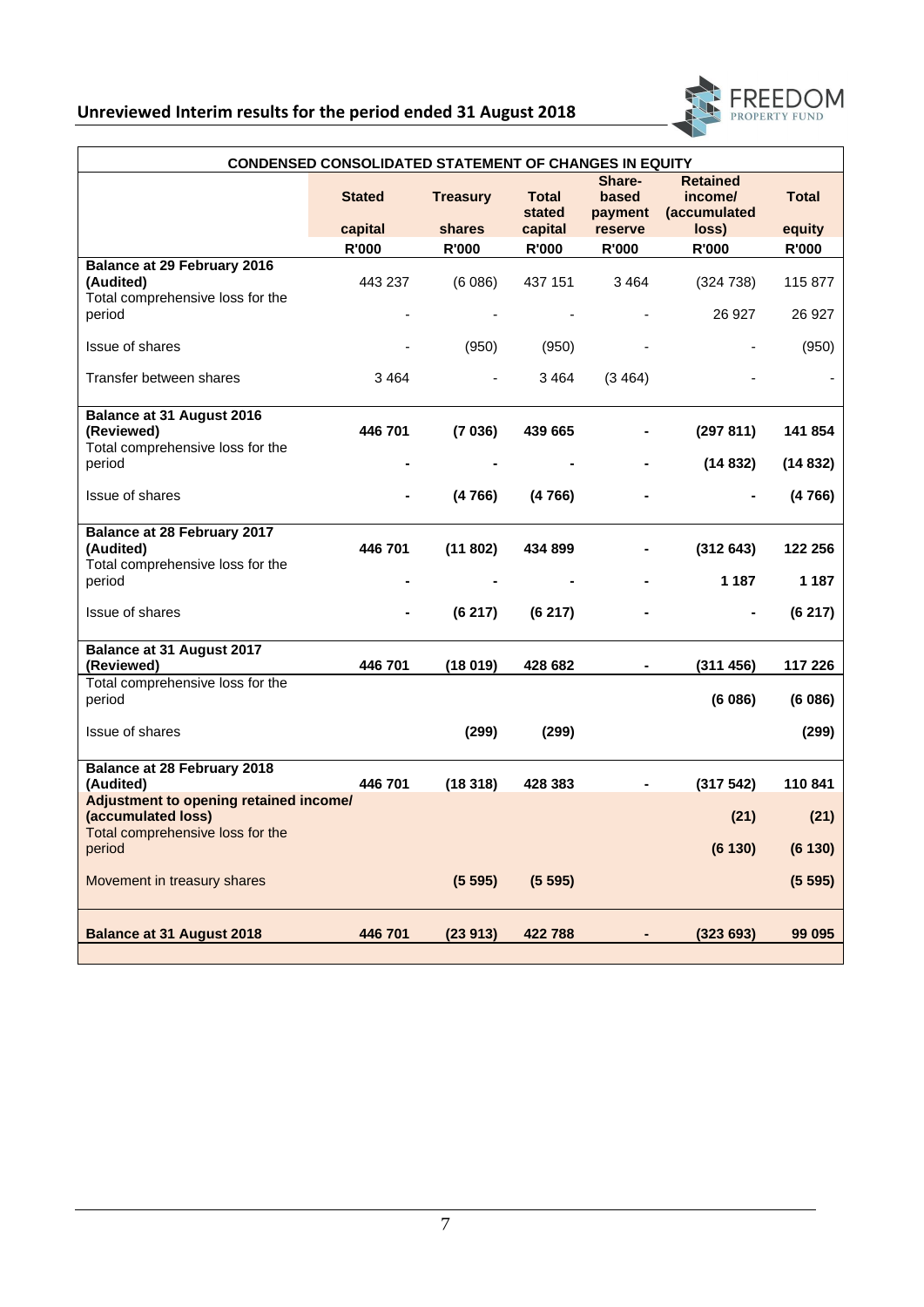## Unreviewed Interim results for the period ended 31 August 2018

### CONDENSED CONSOLIDATED STATEMENT OF CHANGES IN EQUITY

| | Stated capital | Treasury shares | Total stated capital | Share-based payment reserve | Retained income/ (accumulated loss) | Total equity |
|---|---|---|---|---|---|---|
| | R'000 | R'000 | R'000 | R'000 | R'000 | R'000 |
| **Balance at 29 February 2016 (Audited)** | 443 237 | (6 086) | 437 151 | 3 464 | (324 738) | 115 877 |
| Total comprehensive loss for the period | - | - | - | - | 26 927 | 26 927 |
| Issue of shares | - | (950) | (950) | - | - | (950) |
| Transfer between shares | 3 464 | - | 3 464 | (3 464) | - | - |
| **Balance at 31 August 2016 (Reviewed)** | **446 701** | **(7 036)** | **439 665** | **-** | **(297 811)** | **141 854** |
| Total comprehensive loss for the period | **-** | **-** | **-** | **-** | **(14 832)** | **(14 832)** |
| Issue of shares | **-** | **(4 766)** | **(4 766)** | **-** | **-** | **(4 766)** |
| **Balance at 28 February 2017 (Audited)** | **446 701** | **(11 802)** | **434 899** | **-** | **(312 643)** | **122 256** |
| Total comprehensive loss for the period | **-** | **-** | **-** | **-** | **1 187** | **1 187** |
| Issue of shares | **-** | **(6 217)** | **(6 217)** | **-** | **-** | **(6 217)** |
| **Balance at 31 August 2017 (Reviewed)** | **446 701** | **(18 019)** | **428 682** | **-** | **(311 456)** | **117 226** |
| Total comprehensive loss for the period | | | | | **(6 086)** | **(6 086)** |
| Issue of shares | | **(299)** | **(299)** | | | **(299)** |
| **Balance at 28 February 2018 (Audited)** | **446 701** | **(18 318)** | **428 383** | **-** | **(317 542)** | **110 841** |
| **Adjustment to opening retained income/ (accumulated loss)** | | | | | **(21)** | **(21)** |
| Total comprehensive loss for the period | | | | | **(6 130)** | **(6 130)** |
| Movement in treasury shares | | **(5 595)** | **(5 595)** | | | **(5 595)** |
| **Balance at 31 August 2018** | **446 701** | **(23 913)** | **422 788** | **-** | **(323 693)** | **99 095** |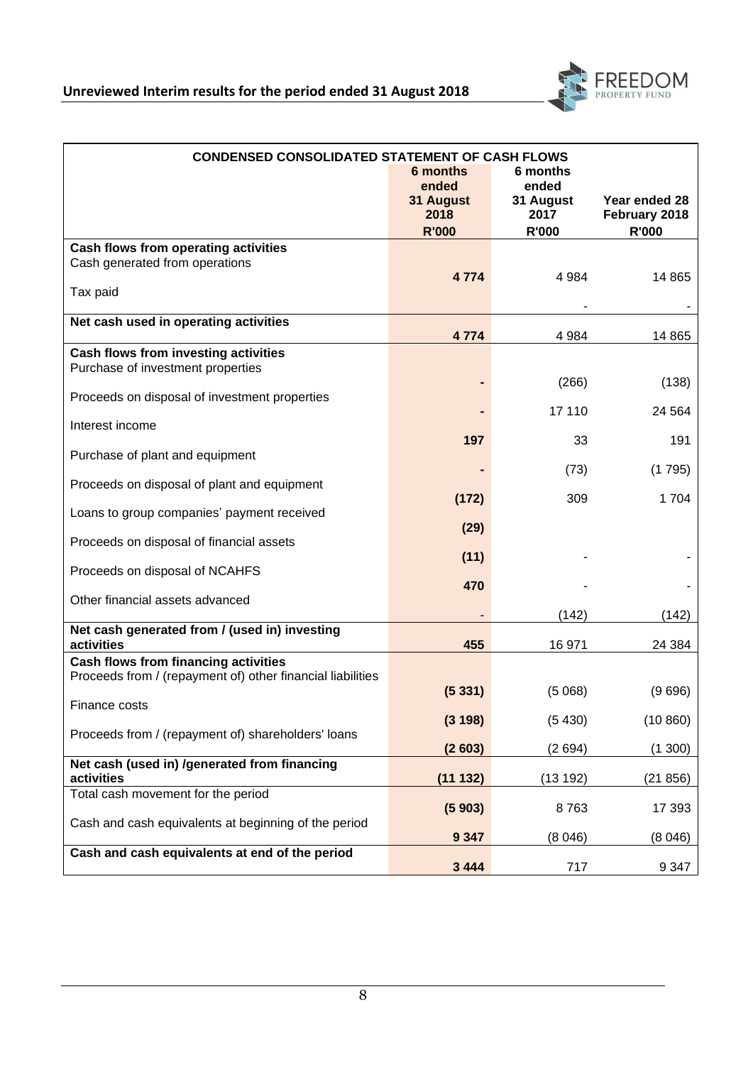| CONDENSED CONSOLIDATED STATEMENT OF CASH FLOWS | 6 months ended 31 August 2018 R'000 | 6 months ended 31 August 2017 R'000 | Year ended 28 February 2018 R'000 |
|---|---|---|---|
| **Cash flows from operating activities** | | | |
| Cash generated from operations | **4 774** | 4 984 | 14 865 |
| Tax paid | | - | - |
| **Net cash used in operating activities** | **4 774** | 4 984 | 14 865 |
| **Cash flows from investing activities** | | | |
| Purchase of investment properties | **-** | (266) | (138) |
| Proceeds on disposal of investment properties | **-** | 17 110 | 24 564 |
| Interest income | **197** | 33 | 191 |
| Purchase of plant and equipment | **-** | (73) | (1 795) |
| Proceeds on disposal of plant and equipment | **(172)** | 309 | 1 704 |
| Loans to group companies' payment received | **(29)** | | |
| Proceeds on disposal of financial assets | **(11)** | - | - |
| Proceeds on disposal of NCAHFS | **470** | - | - |
| Other financial assets advanced | - | (142) | (142) |
| **Net cash generated from / (used in) investing activities** | **455** | 16 971 | 24 384 |
| **Cash flows from financing activities** | | | |
| Proceeds from / (repayment of) other financial liabilities | **(5 331)** | (5 068) | (9 696) |
| Finance costs | **(3 198)** | (5 430) | (10 860) |
| Proceeds from / (repayment of) shareholders' loans | **(2 603)** | (2 694) | (1 300) |
| **Net cash (used in) /generated from financing activities** | **(11 132)** | (13 192) | (21 856) |
| Total cash movement for the period | **(5 903)** | 8 763 | 17 393 |
| Cash and cash equivalents at beginning of the period | **9 347** | (8 046) | (8 046) |
| **Cash and cash equivalents at end of the period** | **3 444** | 717 | 9 347 |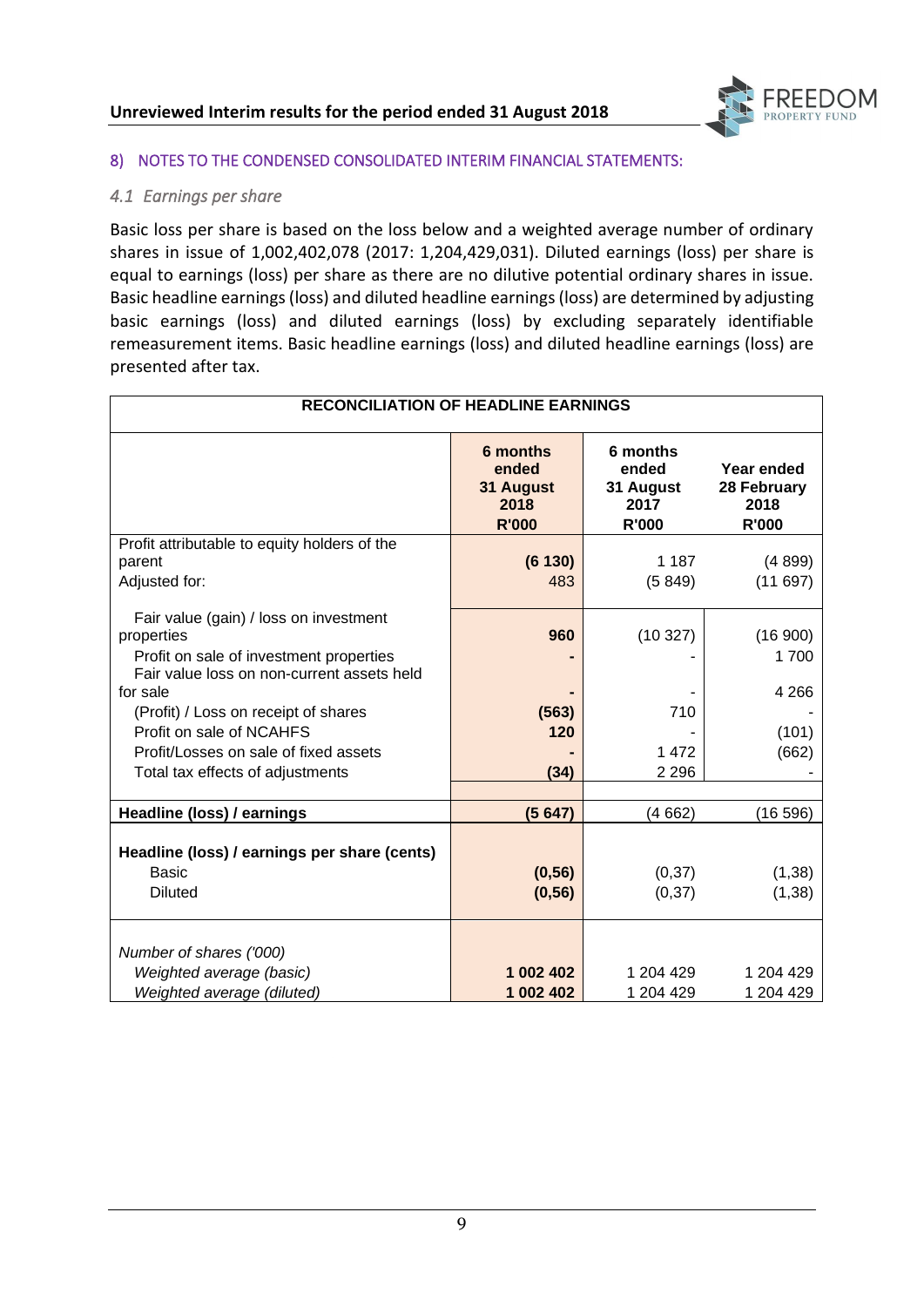## 8) NOTES TO THE CONDENSED CONSOLIDATED INTERIM FINANCIAL STATEMENTS:

### *4.1 Earnings per share*

Basic loss per share is based on the loss below and a weighted average number of ordinary shares in issue of 1,002,402,078 (2017: 1,204,429,031). Diluted earnings (loss) per share is equal to earnings (loss) per share as there are no dilutive potential ordinary shares in issue. Basic headline earnings (loss) and diluted headline earnings (loss) are determined by adjusting basic earnings (loss) and diluted earnings (loss) by excluding separately identifiable remeasurement items. Basic headline earnings (loss) and diluted headline earnings (loss) are presented after tax.

| RECONCILIATION OF HEADLINE EARNINGS | | | |
|---|---|---|---|
| | **6 months ended 31 August 2018 R'000** | **6 months ended 31 August 2017 R'000** | **Year ended 28 February 2018 R'000** |
| Profit attributable to equity holders of the parent | **(6 130)** | 1 187 | (4 899) |
| Adjusted for: | 483 | (5 849) | (11 697) |
| Fair value (gain) / loss on investment properties | **960** | (10 327) | (16 900) |
| Profit on sale of investment properties | **-** | - | 1 700 |
| Fair value loss on non-current assets held for sale | **-** | - | 4 266 |
| (Profit) / Loss on receipt of shares | **(563)** | 710 | - |
| Profit on sale of NCAHFS | **120** | - | (101) |
| Profit/Losses on sale of fixed assets | **-** | 1 472 | (662) |
| Total tax effects of adjustments | **(34)** | 2 296 | - |
| **Headline (loss) / earnings** | **(5 647)** | (4 662) | (16 596) |
| **Headline (loss) / earnings per share (cents)** | | | |
| Basic | **(0,56)** | (0,37) | (1,38) |
| Diluted | **(0,56)** | (0,37) | (1,38) |
| *Number of shares ('000)* | | | |
| *Weighted average (basic)* | **1 002 402** | 1 204 429 | 1 204 429 |
| *Weighted average (diluted)* | **1 002 402** | 1 204 429 | 1 204 429 |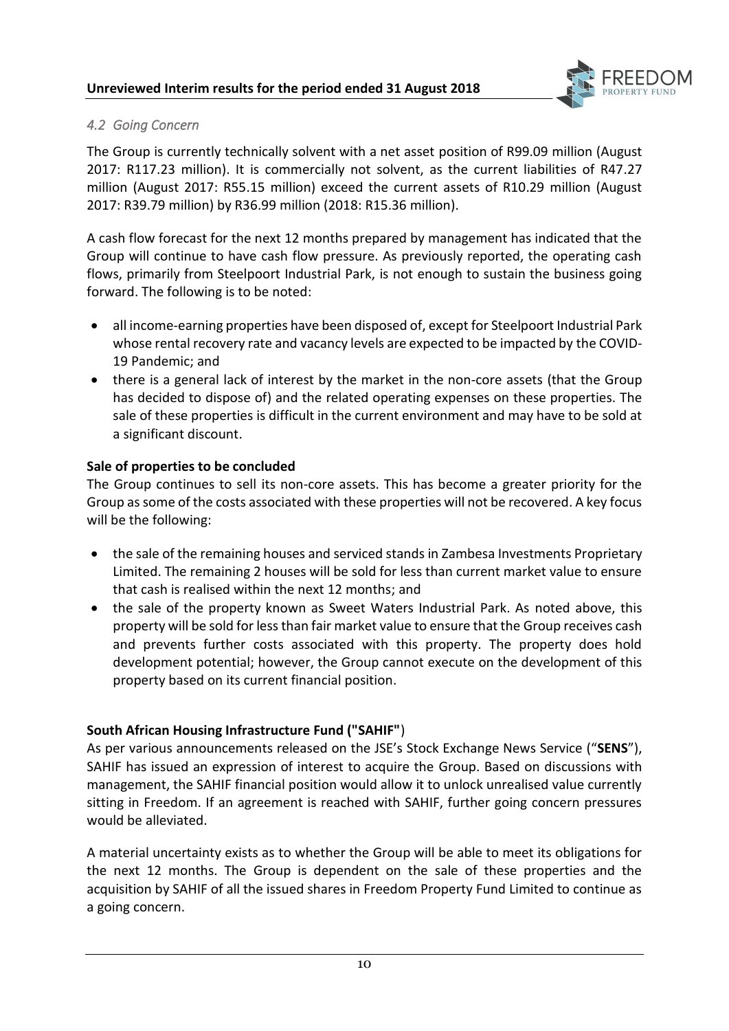### *4.2 Going Concern*

The Group is currently technically solvent with a net asset position of R99.09 million (August 2017: R117.23 million). It is commercially not solvent, as the current liabilities of R47.27 million (August 2017: R55.15 million) exceed the current assets of R10.29 million (August 2017: R39.79 million) by R36.99 million (2018: R15.36 million).

A cash flow forecast for the next 12 months prepared by management has indicated that the Group will continue to have cash flow pressure. As previously reported, the operating cash flows, primarily from Steelpoort Industrial Park, is not enough to sustain the business going forward. The following is to be noted:

- all income-earning properties have been disposed of, except for Steelpoort Industrial Park whose rental recovery rate and vacancy levels are expected to be impacted by the COVID-19 Pandemic; and
- there is a general lack of interest by the market in the non-core assets (that the Group has decided to dispose of) and the related operating expenses on these properties. The sale of these properties is difficult in the current environment and may have to be sold at a significant discount.

**Sale of properties to be concluded**

The Group continues to sell its non-core assets. This has become a greater priority for the Group as some of the costs associated with these properties will not be recovered. A key focus will be the following:

- the sale of the remaining houses and serviced stands in Zambesa Investments Proprietary Limited. The remaining 2 houses will be sold for less than current market value to ensure that cash is realised within the next 12 months; and
- the sale of the property known as Sweet Waters Industrial Park. As noted above, this property will be sold for less than fair market value to ensure that the Group receives cash and prevents further costs associated with this property. The property does hold development potential; however, the Group cannot execute on the development of this property based on its current financial position.

**South African Housing Infrastructure Fund ("SAHIF")**

As per various announcements released on the JSE's Stock Exchange News Service ("**SENS**"), SAHIF has issued an expression of interest to acquire the Group. Based on discussions with management, the SAHIF financial position would allow it to unlock unrealised value currently sitting in Freedom. If an agreement is reached with SAHIF, further going concern pressures would be alleviated.

A material uncertainty exists as to whether the Group will be able to meet its obligations for the next 12 months. The Group is dependent on the sale of these properties and the acquisition by SAHIF of all the issued shares in Freedom Property Fund Limited to continue as a going concern.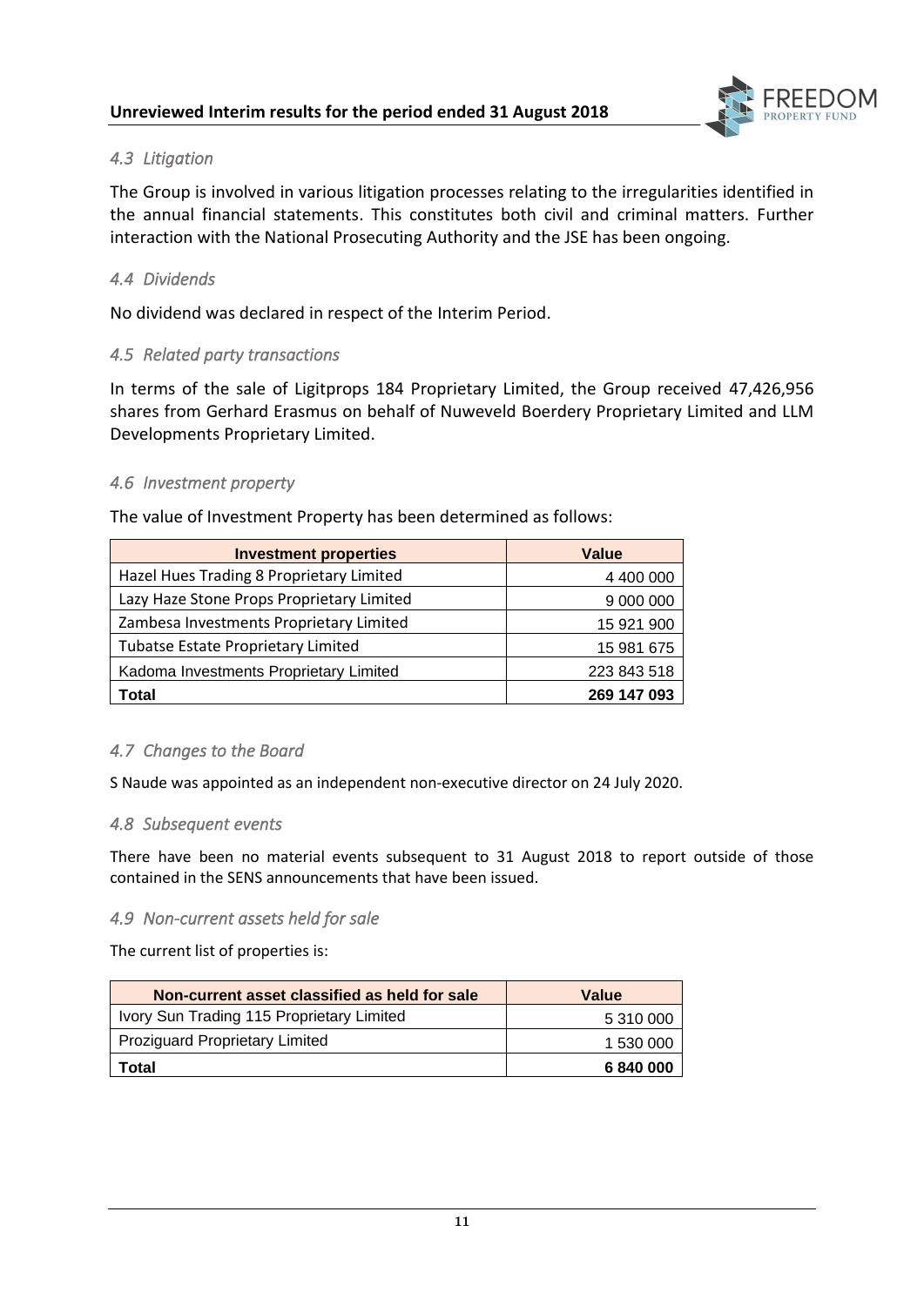### *4.3 Litigation*

The Group is involved in various litigation processes relating to the irregularities identified in the annual financial statements. This constitutes both civil and criminal matters. Further interaction with the National Prosecuting Authority and the JSE has been ongoing.

### *4.4 Dividends*

No dividend was declared in respect of the Interim Period.

### *4.5 Related party transactions*

In terms of the sale of Ligitprops 184 Proprietary Limited, the Group received 47,426,956 shares from Gerhard Erasmus on behalf of Nuweveld Boerdery Proprietary Limited and LLM Developments Proprietary Limited.

### *4.6 Investment property*

The value of Investment Property has been determined as follows:

| Investment properties | Value |
|---|---|
| Hazel Hues Trading 8 Proprietary Limited | 4 400 000 |
| Lazy Haze Stone Props Proprietary Limited | 9 000 000 |
| Zambesa Investments Proprietary Limited | 15 921 900 |
| Tubatse Estate Proprietary Limited | 15 981 675 |
| Kadoma Investments Proprietary Limited | 223 843 518 |
| **Total** | **269 147 093** |

### *4.7 Changes to the Board*

S Naude was appointed as an independent non-executive director on 24 July 2020.

### *4.8 Subsequent events*

There have been no material events subsequent to 31 August 2018 to report outside of those contained in the SENS announcements that have been issued.

### *4.9 Non-current assets held for sale*

The current list of properties is:

| Non-current asset classified as held for sale | Value |
|---|---|
| Ivory Sun Trading 115 Proprietary Limited | 5 310 000 |
| Proziguard Proprietary Limited | 1 530 000 |
| **Total** | **6 840 000** |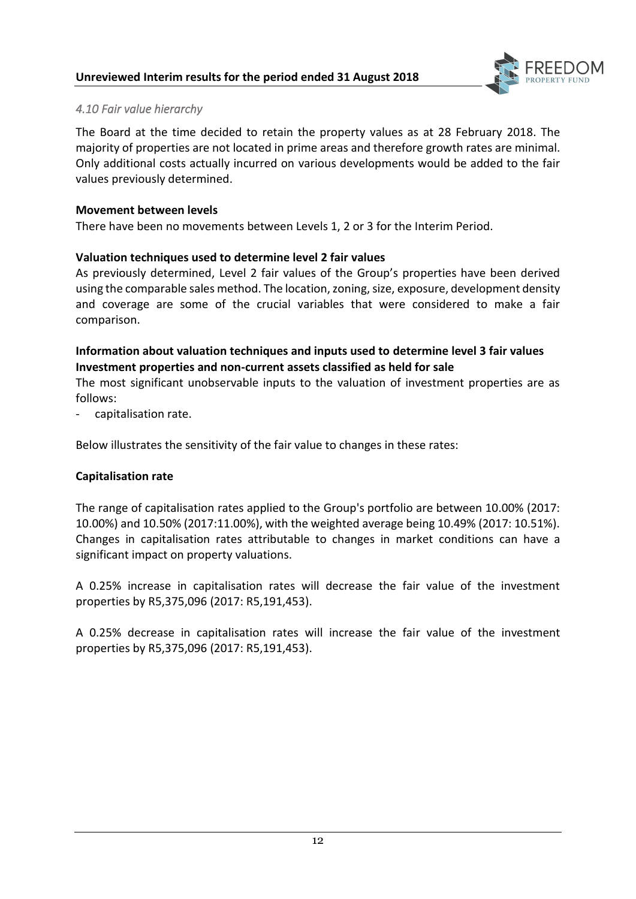### *4.10 Fair value hierarchy*

The Board at the time decided to retain the property values as at 28 February 2018. The majority of properties are not located in prime areas and therefore growth rates are minimal. Only additional costs actually incurred on various developments would be added to the fair values previously determined.

**Movement between levels**

There have been no movements between Levels 1, 2 or 3 for the Interim Period.

**Valuation techniques used to determine level 2 fair values**

As previously determined, Level 2 fair values of the Group's properties have been derived using the comparable sales method. The location, zoning, size, exposure, development density and coverage are some of the crucial variables that were considered to make a fair comparison.

**Information about valuation techniques and inputs used to determine level 3 fair values**
**Investment properties and non-current assets classified as held for sale**

The most significant unobservable inputs to the valuation of investment properties are as follows:

- capitalisation rate.

Below illustrates the sensitivity of the fair value to changes in these rates:

**Capitalisation rate**

The range of capitalisation rates applied to the Group's portfolio are between 10.00% (2017: 10.00%) and 10.50% (2017:11.00%), with the weighted average being 10.49% (2017: 10.51%). Changes in capitalisation rates attributable to changes in market conditions can have a significant impact on property valuations.

A 0.25% increase in capitalisation rates will decrease the fair value of the investment properties by R5,375,096 (2017: R5,191,453).

A 0.25% decrease in capitalisation rates will increase the fair value of the investment properties by R5,375,096 (2017: R5,191,453).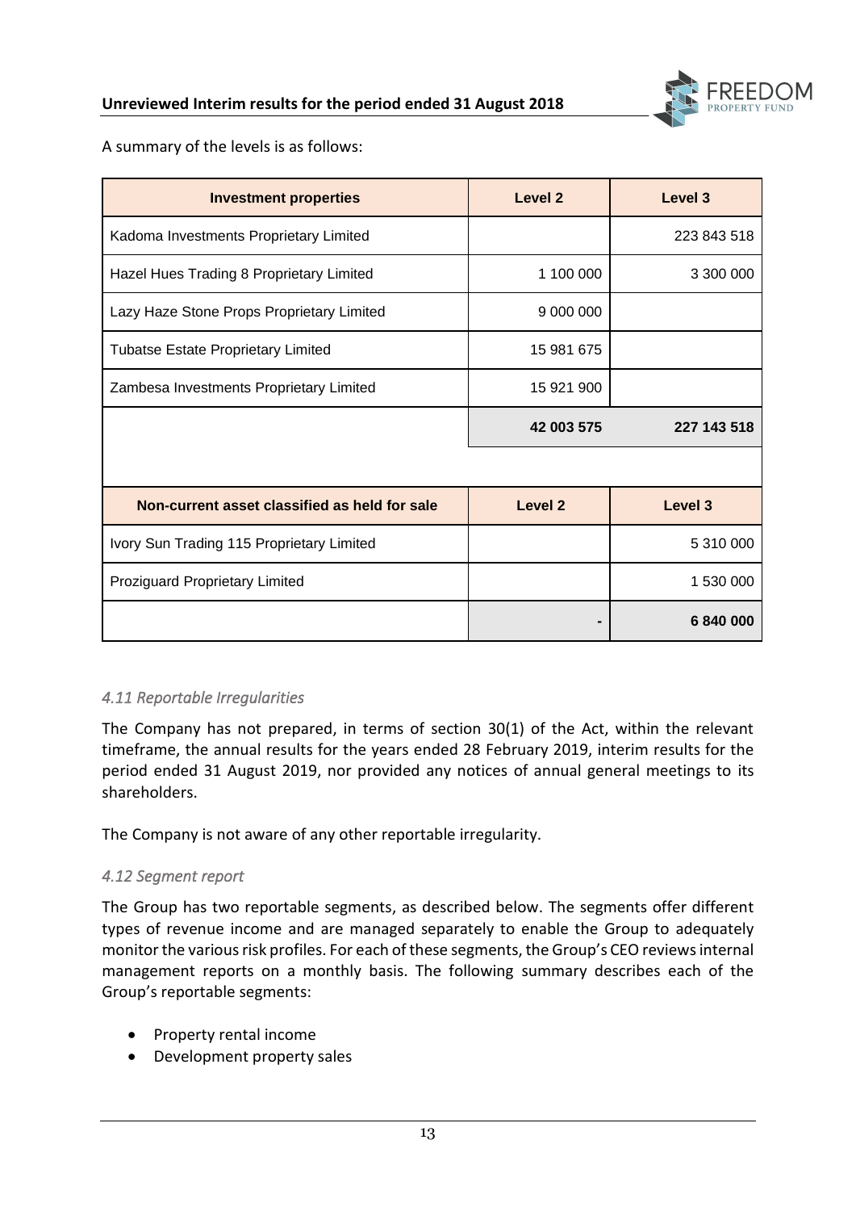A summary of the levels is as follows:

| Investment properties | Level 2 | Level 3 |
|---|---|---|
| Kadoma Investments Proprietary Limited | | 223 843 518 |
| Hazel Hues Trading 8 Proprietary Limited | 1 100 000 | 3 300 000 |
| Lazy Haze Stone Props Proprietary Limited | 9 000 000 | |
| Tubatse Estate Proprietary Limited | 15 981 675 | |
| Zambesa Investments Proprietary Limited | 15 921 900 | |
| | **42 003 575** | **227 143 518** |

| Non-current asset classified as held for sale | Level 2 | Level 3 |
|---|---|---|
| Ivory Sun Trading 115 Proprietary Limited | | 5 310 000 |
| Proziguard Proprietary Limited | | 1 530 000 |
| | **-** | **6 840 000** |

### *4.11 Reportable Irregularities*

The Company has not prepared, in terms of section 30(1) of the Act, within the relevant timeframe, the annual results for the years ended 28 February 2019, interim results for the period ended 31 August 2019, nor provided any notices of annual general meetings to its shareholders.

The Company is not aware of any other reportable irregularity.

### *4.12 Segment report*

The Group has two reportable segments, as described below. The segments offer different types of revenue income and are managed separately to enable the Group to adequately monitor the various risk profiles. For each of these segments, the Group's CEO reviews internal management reports on a monthly basis. The following summary describes each of the Group's reportable segments:

- Property rental income
- Development property sales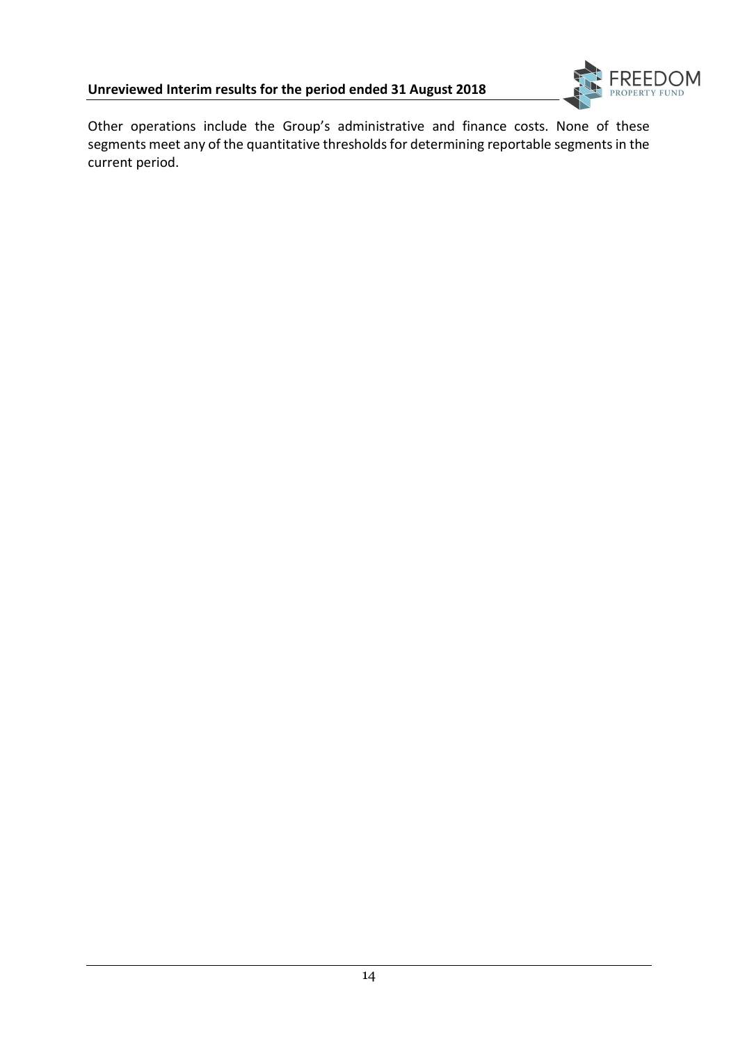Other operations include the Group's administrative and finance costs. None of these segments meet any of the quantitative thresholds for determining reportable segments in the current period.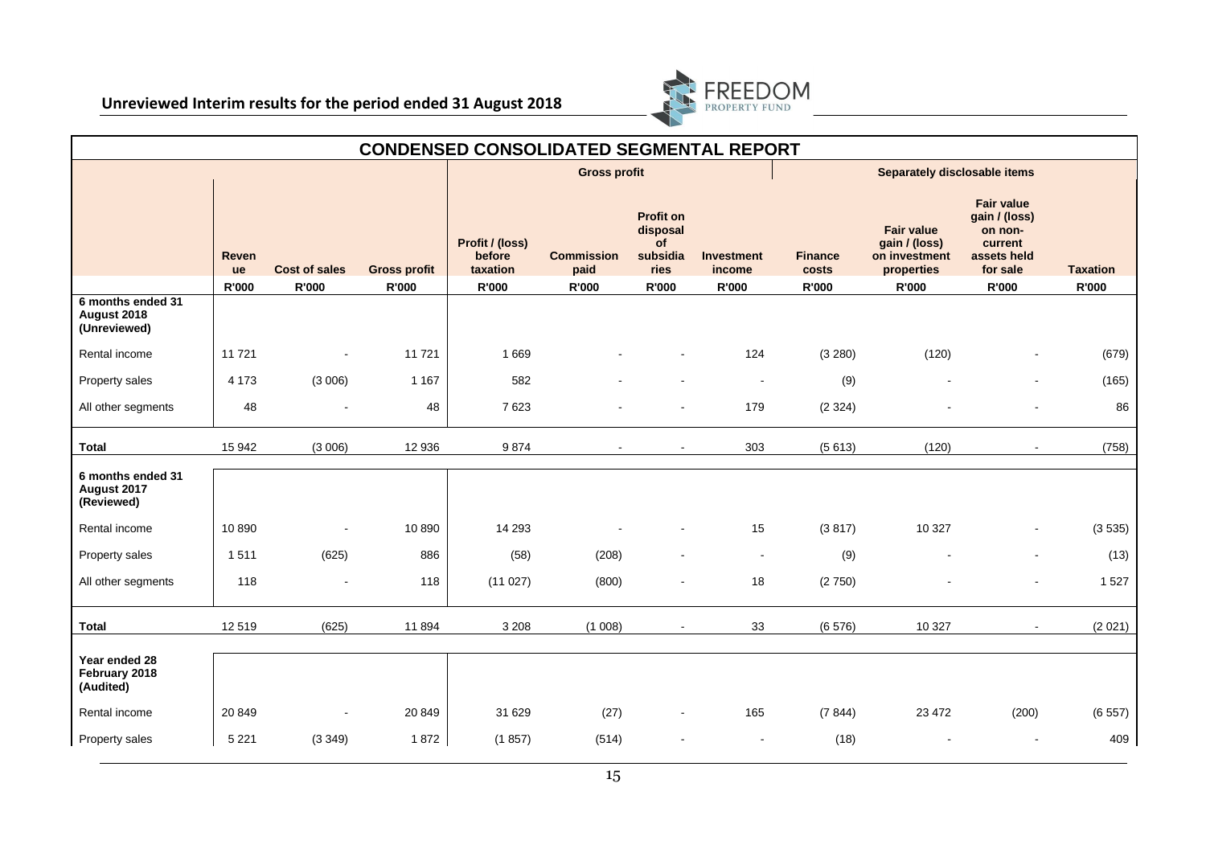## CONDENSED CONSOLIDATED SEGMENTAL REPORT

| | | | | Gross profit | | | | Separately disclosable items | | | |
|---|---|---|---|---|---|---|---|---|---|---|---|
| | Revenue | Cost of sales | Gross profit | Profit / (loss) before taxation | Commission paid | Profit on disposal of subsidiaries | Investment income | Finance costs | Fair value gain / (loss) on investment properties | Fair value gain / (loss) on non-current assets held for sale | Taxation |
| | R'000 | R'000 | R'000 | R'000 | R'000 | R'000 | R'000 | R'000 | R'000 | R'000 | R'000 |
| **6 months ended 31 August 2018 (Unreviewed)** | | | | | | | | | | | |
| Rental income | 11 721 | - | 11 721 | 1 669 | - | - | 124 | (3 280) | (120) | - | (679) |
| Property sales | 4 173 | (3 006) | 1 167 | 582 | - | - | - | (9) | - | - | (165) |
| All other segments | 48 | - | 48 | 7 623 | - | - | 179 | (2 324) | - | - | 86 |
| **Total** | 15 942 | (3 006) | 12 936 | 9 874 | - | - | 303 | (5 613) | (120) | - | (758) |
| **6 months ended 31 August 2017 (Reviewed)** | | | | | | | | | | | |
| Rental income | 10 890 | - | 10 890 | 14 293 | - | - | 15 | (3 817) | 10 327 | - | (3 535) |
| Property sales | 1 511 | (625) | 886 | (58) | (208) | - | - | (9) | - | - | (13) |
| All other segments | 118 | - | 118 | (11 027) | (800) | - | 18 | (2 750) | - | - | 1 527 |
| **Total** | 12 519 | (625) | 11 894 | 3 208 | (1 008) | - | 33 | (6 576) | 10 327 | - | (2 021) |
| **Year ended 28 February 2018 (Audited)** | | | | | | | | | | | |
| Rental income | 20 849 | - | 20 849 | 31 629 | (27) | - | 165 | (7 844) | 23 472 | (200) | (6 557) |
| Property sales | 5 221 | (3 349) | 1 872 | (1 857) | (514) | - | - | (18) | - | - | 409 |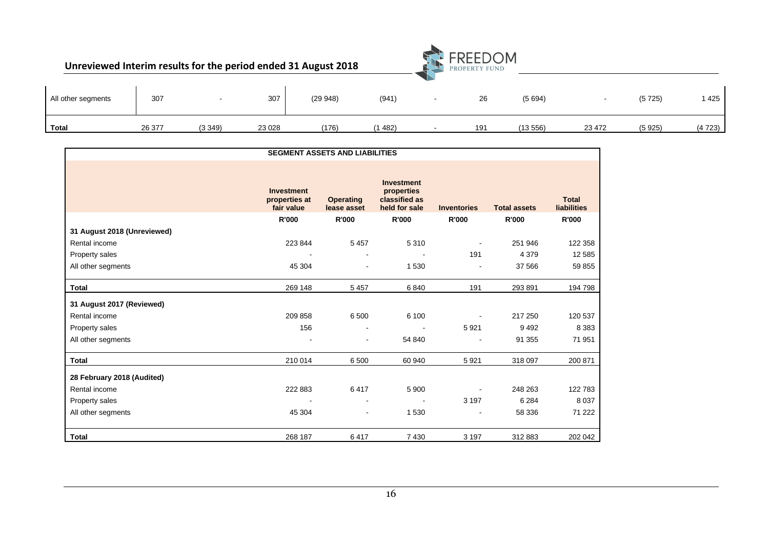| All other segments | 307 | - | 307 | (29 948) | (941) | - | 26 | (5 694) | - | (5 725) | 1 425 |
|---|---|---|---|---|---|---|---|---|---|---|---|
| **Total** | 26 377 | (3 349) | 23 028 | (176) | (1 482) | - | 191 | (13 556) | 23 472 | (5 925) | (4 723) |

**SEGMENT ASSETS AND LIABILITIES**

| | Investment properties at fair value | Operating lease asset | Investment properties classified as held for sale | Inventories | Total assets | Total liabilities |
|---|---|---|---|---|---|---|
| | R'000 | R'000 | R'000 | R'000 | R'000 | R'000 |
| **31 August 2018 (Unreviewed)** | | | | | | |
| Rental income | 223 844 | 5 457 | 5 310 | - | 251 946 | 122 358 |
| Property sales | - | - | - | 191 | 4 379 | 12 585 |
| All other segments | 45 304 | - | 1 530 | - | 37 566 | 59 855 |
| **Total** | 269 148 | 5 457 | 6 840 | 191 | 293 891 | 194 798 |
| **31 August 2017 (Reviewed)** | | | | | | |
| Rental income | 209 858 | 6 500 | 6 100 | - | 217 250 | 120 537 |
| Property sales | 156 | - | - | 5 921 | 9 492 | 8 383 |
| All other segments | - | - | 54 840 | - | 91 355 | 71 951 |
| **Total** | 210 014 | 6 500 | 60 940 | 5 921 | 318 097 | 200 871 |
| **28 February 2018 (Audited)** | | | | | | |
| Rental income | 222 883 | 6 417 | 5 900 | - | 248 263 | 122 783 |
| Property sales | - | - | - | 3 197 | 6 284 | 8 037 |
| All other segments | 45 304 | - | 1 530 | - | 58 336 | 71 222 |
| **Total** | 268 187 | 6 417 | 7 430 | 3 197 | 312 883 | 202 042 |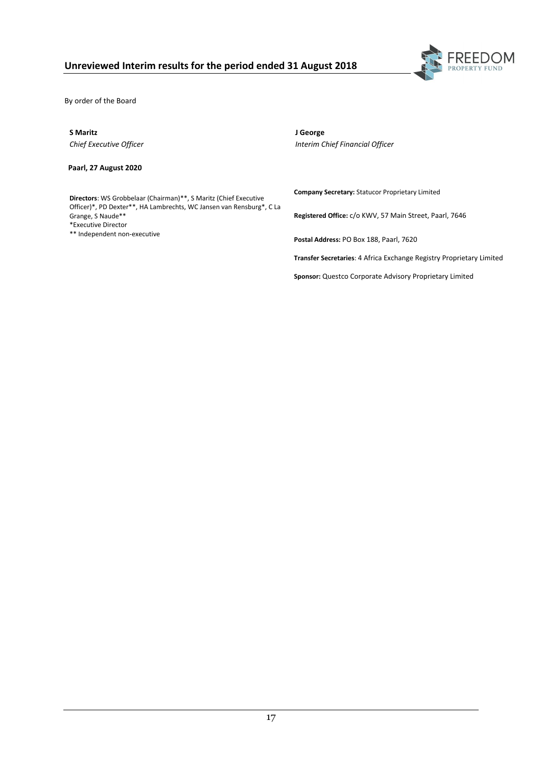By order of the Board

**S Maritz**
*Chief Executive Officer*

**J George**
*Interim Chief Financial Officer*

**Paarl, 27 August 2020**

**Directors**: WS Grobbelaar (Chairman)**, S Maritz (Chief Executive Officer)*, PD Dexter**, HA Lambrechts, WC Jansen van Rensburg*, C La Grange, S Naude**
*Executive Director
** Independent non-executive

**Company Secretary:** Statucor Proprietary Limited

**Registered Office:** c/o KWV, 57 Main Street, Paarl, 7646

**Postal Address:** PO Box 188, Paarl, 7620

**Transfer Secretaries**: 4 Africa Exchange Registry Proprietary Limited

**Sponsor:** Questco Corporate Advisory Proprietary Limited